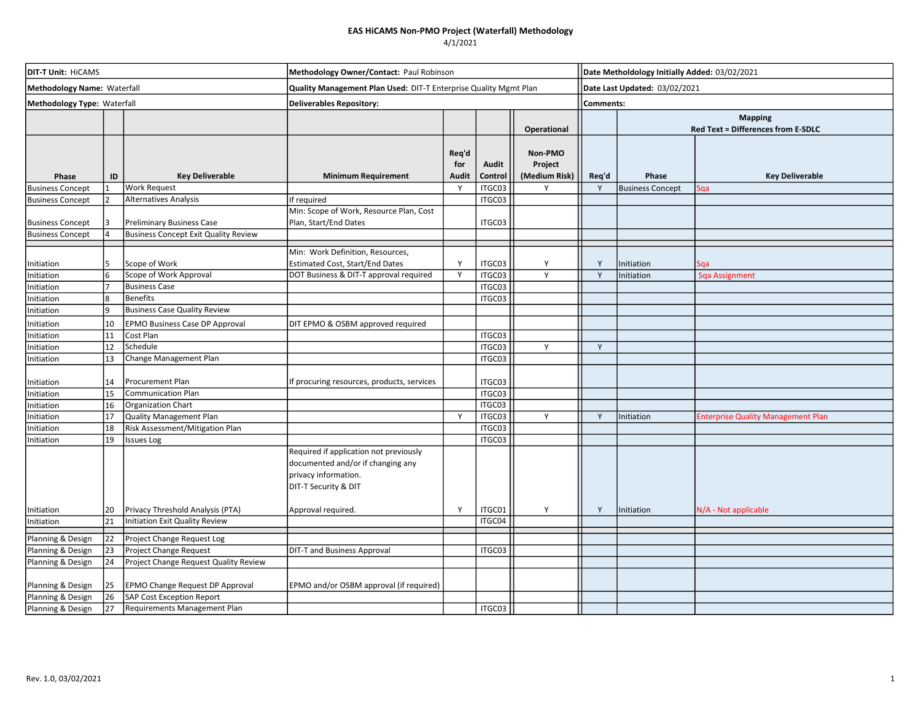# EAS HiCAMS Non-PMO Project (Waterfall) Methodology

4/1/2021

| **DIT-T Unit:** HiCAMS | **Methodology Owner/Contact:** Paul Robinson | **Date Metholdology Initially Added:** 03/02/2021 |
|---|---|---|
| **Methodology Name:** Waterfall | **Quality Management Plan Used:** DIT-T Enterprise Quality Mgmt Plan | **Date Last Updated:** 03/02/2021 |
| **Methodology Type:** Waterfall | **Deliverables Repository:** | **Comments:** |

| | | | | | | Operational | Mapping Red Text = Differences from E-SDLC | | |
|---|---|---|---|---|---|---|---|---|---|
| **Phase** | **ID** | **Key Deliverable** | **Minimum Requirement** | **Req'd for Audit** | **Audit Control** | **Non-PMO Project (Medium Risk)** | **Req'd** | **Phase** | **Key Deliverable** |
| Business Concept | 1 | Work Request | | Y | ITGC03 | Y | Y | Business Concept | Sqa |
| Business Concept | 2 | Alternatives Analysis | If required | | ITGC03 | | | | |
| Business Concept | 3 | Preliminary Business Case | Min: Scope of Work, Resource Plan, Cost Plan, Start/End Dates | | ITGC03 | | | | |
| Business Concept | 4 | Business Concept Exit Quality Review | | | | | | | |
| | | | | | | | | | |
| Initiation | 5 | Scope of Work | Min: Work Definition, Resources, Estimated Cost, Start/End Dates | Y | ITGC03 | Y | Y | Initiation | Sqa |
| Initiation | 6 | Scope of Work Approval | DOT Business & DIT-T approval required | Y | ITGC03 | Y | Y | Initiation | Sqa Assignment |
| Initiation | 7 | Business Case | | | ITGC03 | | | | |
| Initiation | 8 | Benefits | | | ITGC03 | | | | |
| Initiation | 9 | Business Case Quality Review | | | | | | | |
| Initiation | 10 | EPMO Business Case DP Approval | DIT EPMO & OSBM approved required | | | | | | |
| Initiation | 11 | Cost Plan | | | ITGC03 | | | | |
| Initiation | 12 | Schedule | | | ITGC03 | Y | Y | | |
| Initiation | 13 | Change Management Plan | | | ITGC03 | | | | |
| Initiation | 14 | Procurement Plan | If procuring resources, products, services | | ITGC03 | | | | |
| Initiation | 15 | Communication Plan | | | ITGC03 | | | | |
| Initiation | 16 | Organization Chart | | | ITGC03 | | | | |
| Initiation | 17 | Quality Management Plan | | Y | ITGC03 | Y | Y | Initiation | Enterprise Quality Management Plan |
| Initiation | 18 | Risk Assessment/Mitigation Plan | | | ITGC03 | | | | |
| Initiation | 19 | Issues Log | | | ITGC03 | | | | |
| Initiation | 20 | Privacy Threshold Analysis (PTA) | Required if application not previously documented and/or if changing any privacy information. DIT-T Security & DIT Approval required. | Y | ITGC01 | Y | Y | Initiation | N/A - Not applicable |
| Initiation | 21 | Initiation Exit Quality Review | | | ITGC04 | | | | |
| | | | | | | | | | |
| Planning & Design | 22 | Project Change Request Log | | | | | | | |
| Planning & Design | 23 | Project Change Request | DIT-T and Business Approval | | ITGC03 | | | | |
| Planning & Design | 24 | Project Change Request Quality Review | | | | | | | |
| Planning & Design | 25 | EPMO Change Request DP Approval | EPMO and/or OSBM approval (if required) | | | | | | |
| Planning & Design | 26 | SAP Cost Exception Report | | | | | | | |
| Planning & Design | 27 | Requirements Management Plan | | | ITGC03 | | | | |

Rev. 1.0, 03/02/2021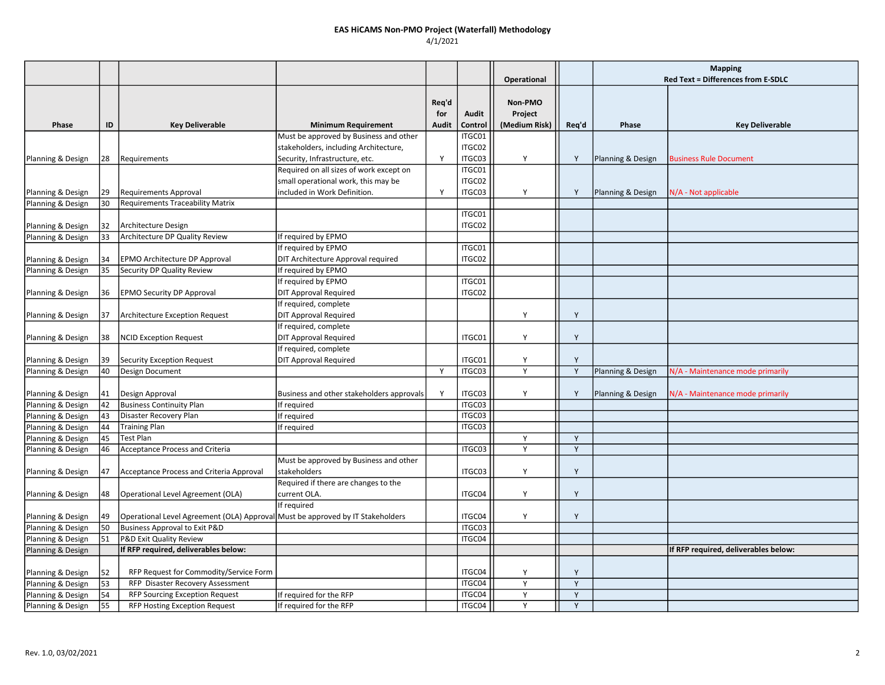# EAS HiCAMS Non-PMO Project (Waterfall) Methodology

4/1/2021

| | | | | | | Operational | | Mapping Red Text = Differences from E-SDLC | |
|---|---|---|---|---|---|---|---|---|---|
| **Phase** | **ID** | **Key Deliverable** | **Minimum Requirement** | **Req'd for Audit** | **Audit Control** | **Non-PMO Project (Medium Risk)** | **Req'd** | **Phase** | **Key Deliverable** |
| Planning & Design | 28 | Requirements | Must be approved by Business and other stakeholders, including Architecture, Security, Infrastructure, etc. | Y | ITGC01 ITGC02 ITGC03 | Y | Y | Planning & Design | Business Rule Document |
| Planning & Design | 29 | Requirements Approval | Required on all sizes of work except on small operational work, this may be included in Work Definition. | Y | ITGC01 ITGC02 ITGC03 | Y | Y | Planning & Design | N/A - Not applicable |
| Planning & Design | 30 | Requirements Traceability Matrix | | | | | | | |
| Planning & Design | 32 | Architecture Design | | | ITGC01 ITGC02 | | | | |
| Planning & Design | 33 | Architecture DP Quality Review | If required by EPMO | | | | | | |
| Planning & Design | 34 | EPMO Architecture DP Approval | If required by EPMO DIT Architecture Approval required | | ITGC01 ITGC02 | | | | |
| Planning & Design | 35 | Security DP Quality Review | If required by EPMO | | | | | | |
| Planning & Design | 36 | EPMO Security DP Approval | If required by EPMO DIT Approval Required | | ITGC01 ITGC02 | | | | |
| Planning & Design | 37 | Architecture Exception Request | If required, complete DIT Approval Required | | | Y | Y | | |
| Planning & Design | 38 | NCID Exception Request | If required, complete DIT Approval Required | | ITGC01 | Y | Y | | |
| Planning & Design | 39 | Security Exception Request | If required, complete DIT Approval Required | | ITGC01 | Y | Y | | |
| Planning & Design | 40 | Design Document | | Y | ITGC03 | Y | Y | Planning & Design | N/A - Maintenance mode primarily |
| Planning & Design | 41 | Design Approval | Business and other stakeholders approvals | Y | ITGC03 | Y | Y | Planning & Design | N/A - Maintenance mode primarily |
| Planning & Design | 42 | Business Continuity Plan | If required | | ITGC03 | | | | |
| Planning & Design | 43 | Disaster Recovery Plan | If required | | ITGC03 | | | | |
| Planning & Design | 44 | Training Plan | If required | | ITGC03 | | | | |
| Planning & Design | 45 | Test Plan | | | | Y | Y | | |
| Planning & Design | 46 | Acceptance Process and Criteria | | | ITGC03 | Y | Y | | |
| Planning & Design | 47 | Acceptance Process and Criteria Approval | Must be approved by Business and other stakeholders | | ITGC03 | Y | Y | | |
| Planning & Design | 48 | Operational Level Agreement (OLA) | Required if there are changes to the current OLA. | | ITGC04 | Y | Y | | |
| Planning & Design | 49 | Operational Level Agreement (OLA) Approval | If required Must be approved by IT Stakeholders | | ITGC04 | Y | Y | | |
| Planning & Design | 50 | Business Approval to Exit P&D | | | ITGC03 | | | | |
| Planning & Design | 51 | P&D Exit Quality Review | | | ITGC04 | | | | |
| Planning & Design | | **If RFP required, deliverables below:** | | | | | | | **If RFP required, deliverables below:** |
| Planning & Design | 52 | RFP Request for Commodity/Service Form | | | ITGC04 | Y | Y | | |
| Planning & Design | 53 | RFP Disaster Recovery Assessment | | | ITGC04 | Y | Y | | |
| Planning & Design | 54 | RFP Sourcing Exception Request | If required for the RFP | | ITGC04 | Y | Y | | |
| Planning & Design | 55 | RFP Hosting Exception Request | If required for the RFP | | ITGC04 | Y | Y | | |

Rev. 1.0, 03/02/2021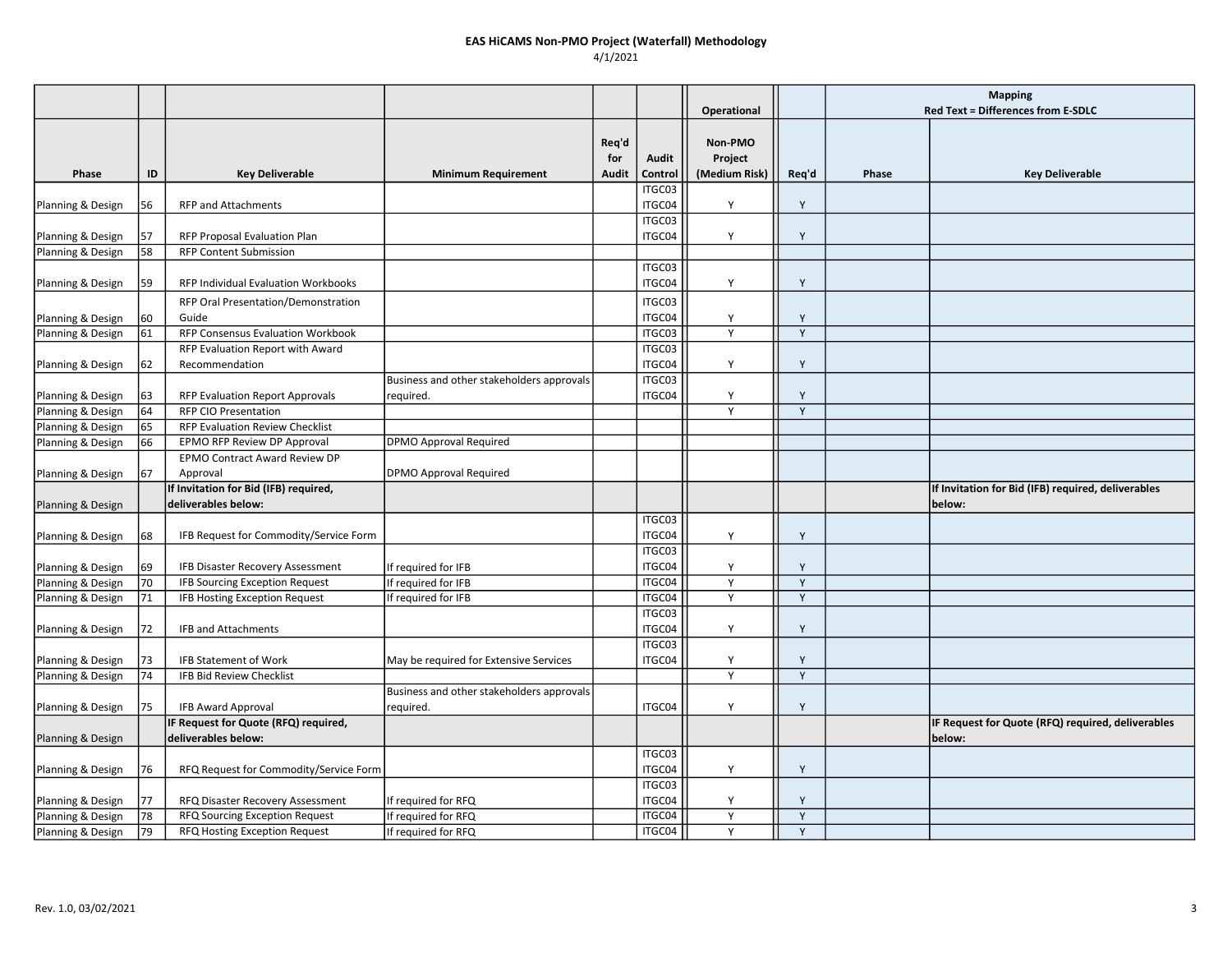# EAS HiCAMS Non-PMO Project (Waterfall) Methodology

4/1/2021

| | | | | | | Operational | | Mapping Red Text = Differences from E-SDLC | |
|---|---|---|---|---|---|---|---|---|---|
| **Phase** | **ID** | **Key Deliverable** | **Minimum Requirement** | **Req'd for Audit** | **Audit Control** | **Non-PMO Project (Medium Risk)** | **Req'd** | **Phase** | **Key Deliverable** |
| Planning & Design | 56 | RFP and Attachments | | | ITGC03 ITGC04 | Y | Y | | |
| Planning & Design | 57 | RFP Proposal Evaluation Plan | | | ITGC03 ITGC04 | Y | Y | | |
| Planning & Design | 58 | RFP Content Submission | | | | | | | |
| Planning & Design | 59 | RFP Individual Evaluation Workbooks | | | ITGC03 ITGC04 | Y | Y | | |
| Planning & Design | 60 | RFP Oral Presentation/Demonstration Guide | | | ITGC03 ITGC04 | Y | Y | | |
| Planning & Design | 61 | RFP Consensus Evaluation Workbook | | | ITGC03 | Y | Y | | |
| Planning & Design | 62 | RFP Evaluation Report with Award Recommendation | | | ITGC03 ITGC04 | Y | Y | | |
| Planning & Design | 63 | RFP Evaluation Report Approvals | Business and other stakeholders approvals required. | | ITGC03 ITGC04 | Y | Y | | |
| Planning & Design | 64 | RFP CIO Presentation | | | | Y | Y | | |
| Planning & Design | 65 | RFP Evaluation Review Checklist | | | | | | | |
| Planning & Design | 66 | EPMO RFP Review DP Approval | DPMO Approval Required | | | | | | |
| Planning & Design | 67 | EPMO Contract Award Review DP Approval | DPMO Approval Required | | | | | | |
| Planning & Design | | **If Invitation for Bid (IFB) required, deliverables below:** | | | | | | | **If Invitation for Bid (IFB) required, deliverables below:** |
| Planning & Design | 68 | IFB Request for Commodity/Service Form | | | ITGC03 ITGC04 | Y | Y | | |
| Planning & Design | 69 | IFB Disaster Recovery Assessment | If required for IFB | | ITGC03 ITGC04 | Y | Y | | |
| Planning & Design | 70 | IFB Sourcing Exception Request | If required for IFB | | ITGC04 | Y | Y | | |
| Planning & Design | 71 | IFB Hosting Exception Request | If required for IFB | | ITGC04 | Y | Y | | |
| Planning & Design | 72 | IFB and Attachments | | | ITGC03 ITGC04 | Y | Y | | |
| Planning & Design | 73 | IFB Statement of Work | May be required for Extensive Services | | ITGC03 ITGC04 | Y | Y | | |
| Planning & Design | 74 | IFB Bid Review Checklist | | | | Y | Y | | |
| Planning & Design | 75 | IFB Award Approval | Business and other stakeholders approvals required. | | ITGC04 | Y | Y | | |
| Planning & Design | | **IF Request for Quote (RFQ) required, deliverables below:** | | | | | | | **IF Request for Quote (RFQ) required, deliverables below:** |
| Planning & Design | 76 | RFQ Request for Commodity/Service Form | | | ITGC03 ITGC04 | Y | Y | | |
| Planning & Design | 77 | RFQ Disaster Recovery Assessment | If required for RFQ | | ITGC03 ITGC04 | Y | Y | | |
| Planning & Design | 78 | RFQ Sourcing Exception Request | If required for RFQ | | ITGC04 | Y | Y | | |
| Planning & Design | 79 | RFQ Hosting Exception Request | If required for RFQ | | ITGC04 | Y | Y | | |

Rev. 1.0, 03/02/2021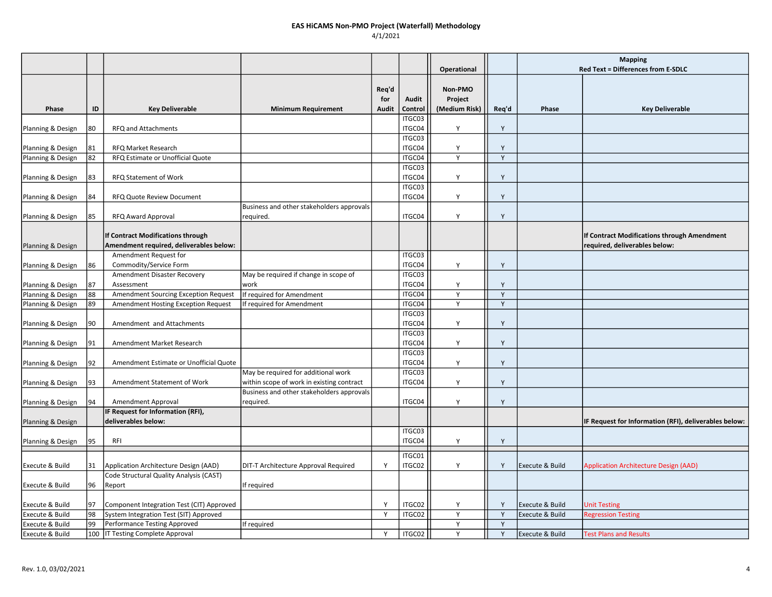**EAS HiCAMS Non-PMO Project (Waterfall) Methodology**

4/1/2021

| | | | | | | Operational | | Mapping Red Text = Differences from E-SDLC | |
|---|---|---|---|---|---|---|---|---|---|
| Phase | ID | Key Deliverable | Minimum Requirement | Req'd for Audit | Audit Control | Non-PMO Project (Medium Risk) | Req'd | Phase | Key Deliverable |
| Planning & Design | 80 | RFQ and Attachments | | | ITGC03 ITGC04 | Y | Y | | |
| Planning & Design | 81 | RFQ Market Research | | | ITGC03 ITGC04 | Y | Y | | |
| Planning & Design | 82 | RFQ Estimate or Unofficial Quote | | | ITGC04 | Y | Y | | |
| Planning & Design | 83 | RFQ Statement of Work | | | ITGC03 ITGC04 | Y | Y | | |
| Planning & Design | 84 | RFQ Quote Review Document | | | ITGC03 ITGC04 | Y | Y | | |
| Planning & Design | 85 | RFQ Award Approval | Business and other stakeholders approvals required. | | ITGC04 | Y | Y | | |
| Planning & Design | | **If Contract Modifications through Amendment required, deliverables below:** | | | | | | | **If Contract Modifications through Amendment required, deliverables below:** |
| Planning & Design | 86 | Amendment Request for Commodity/Service Form | | | ITGC03 ITGC04 | Y | Y | | |
| Planning & Design | 87 | Amendment Disaster Recovery Assessment | May be required if change in scope of work | | ITGC03 ITGC04 | Y | Y | | |
| Planning & Design | 88 | Amendment Sourcing Exception Request | If required for Amendment | | ITGC04 | Y | Y | | |
| Planning & Design | 89 | Amendment Hosting Exception Request | If required for Amendment | | ITGC04 | Y | Y | | |
| Planning & Design | 90 | Amendment and Attachments | | | ITGC03 ITGC04 | Y | Y | | |
| Planning & Design | 91 | Amendment Market Research | | | ITGC03 ITGC04 | Y | Y | | |
| Planning & Design | 92 | Amendment Estimate or Unofficial Quote | | | ITGC03 ITGC04 | Y | Y | | |
| Planning & Design | 93 | Amendment Statement of Work | May be required for additional work within scope of work in existing contract | | ITGC03 ITGC04 | Y | Y | | |
| Planning & Design | 94 | Amendment Approval | Business and other stakeholders approvals required. | | ITGC04 | Y | Y | | |
| Planning & Design | | **IF Request for Information (RFI), deliverables below:** | | | | | | | **IF Request for Information (RFI), deliverables below:** |
| Planning & Design | 95 | RFI | | | ITGC03 ITGC04 | Y | Y | | |
| | | | | | | | | | |
| Execute & Build | 31 | Application Architecture Design (AAD) | DIT-T Architecture Approval Required | Y | ITGC01 ITGC02 | Y | Y | Execute & Build | Application Architecture Design (AAD) |
| Execute & Build | 96 | Code Structural Quality Analysis (CAST) Report | If required | | | | | | |
| Execute & Build | 97 | Component Integration Test (CIT) Approved | | Y | ITGC02 | Y | Y | Execute & Build | Unit Testing |
| Execute & Build | 98 | System Integration Test (SIT) Approved | | Y | ITGC02 | Y | Y | Execute & Build | Regression Testing |
| Execute & Build | 99 | Performance Testing Approved | If required | | | Y | Y | | |
| Execute & Build | 100 | IT Testing Complete Approval | | Y | ITGC02 | Y | Y | Execute & Build | Test Plans and Results |

Rev. 1.0, 03/02/2021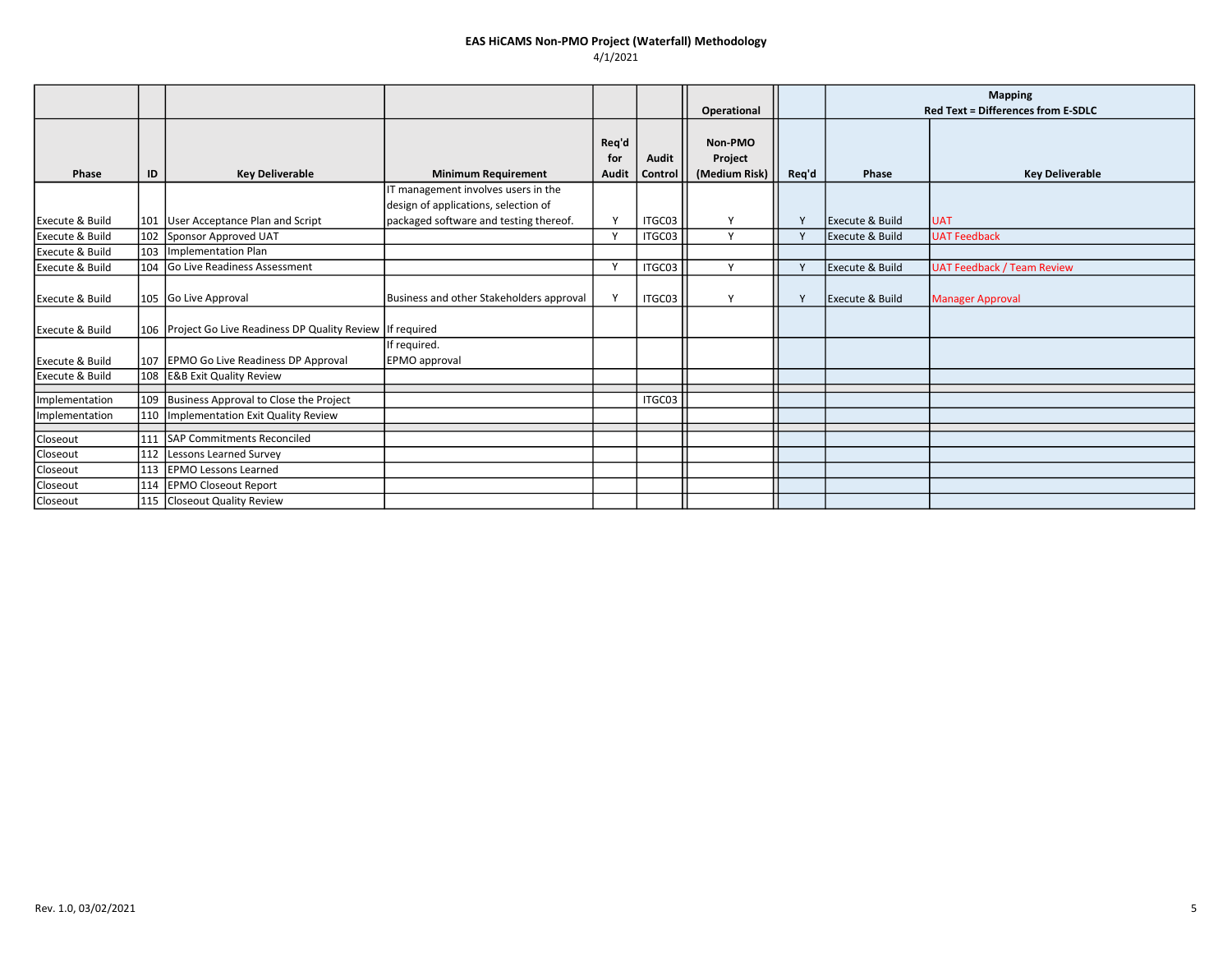**EAS HiCAMS Non-PMO Project (Waterfall) Methodology**

4/1/2021

| | | | | | | Operational | | Mapping Red Text = Differences from E-SDLC | |
|---|---|---|---|---|---|---|---|---|---|
| Phase | ID | Key Deliverable | Minimum Requirement | Req'd for Audit | Audit Control | Non-PMO Project (Medium Risk) | Req'd | Phase | Key Deliverable |
| Execute & Build | 101 | User Acceptance Plan and Script | IT management involves users in the design of applications, selection of packaged software and testing thereof. | Y | ITGC03 | Y | Y | Execute & Build | UAT |
| Execute & Build | 102 | Sponsor Approved UAT | | Y | ITGC03 | Y | Y | Execute & Build | UAT Feedback |
| Execute & Build | 103 | Implementation Plan | | | | | | | |
| Execute & Build | 104 | Go Live Readiness Assessment | | Y | ITGC03 | Y | Y | Execute & Build | UAT Feedback / Team Review |
| Execute & Build | 105 | Go Live Approval | Business and other Stakeholders approval | Y | ITGC03 | Y | Y | Execute & Build | Manager Approval |
| Execute & Build | 106 | Project Go Live Readiness DP Quality Review | If required | | | | | | |
| Execute & Build | 107 | EPMO Go Live Readiness DP Approval | If required. EPMO approval | | | | | | |
| Execute & Build | 108 | E&B Exit Quality Review | | | | | | | |
| | | | | | | | | | |
| Implementation | 109 | Business Approval to Close the Project | | | ITGC03 | | | | |
| Implementation | 110 | Implementation Exit Quality Review | | | | | | | |
| | | | | | | | | | |
| Closeout | 111 | SAP Commitments Reconciled | | | | | | | |
| Closeout | 112 | Lessons Learned Survey | | | | | | | |
| Closeout | 113 | EPMO Lessons Learned | | | | | | | |
| Closeout | 114 | EPMO Closeout Report | | | | | | | |
| Closeout | 115 | Closeout Quality Review | | | | | | | |

Rev. 1.0, 03/02/2021